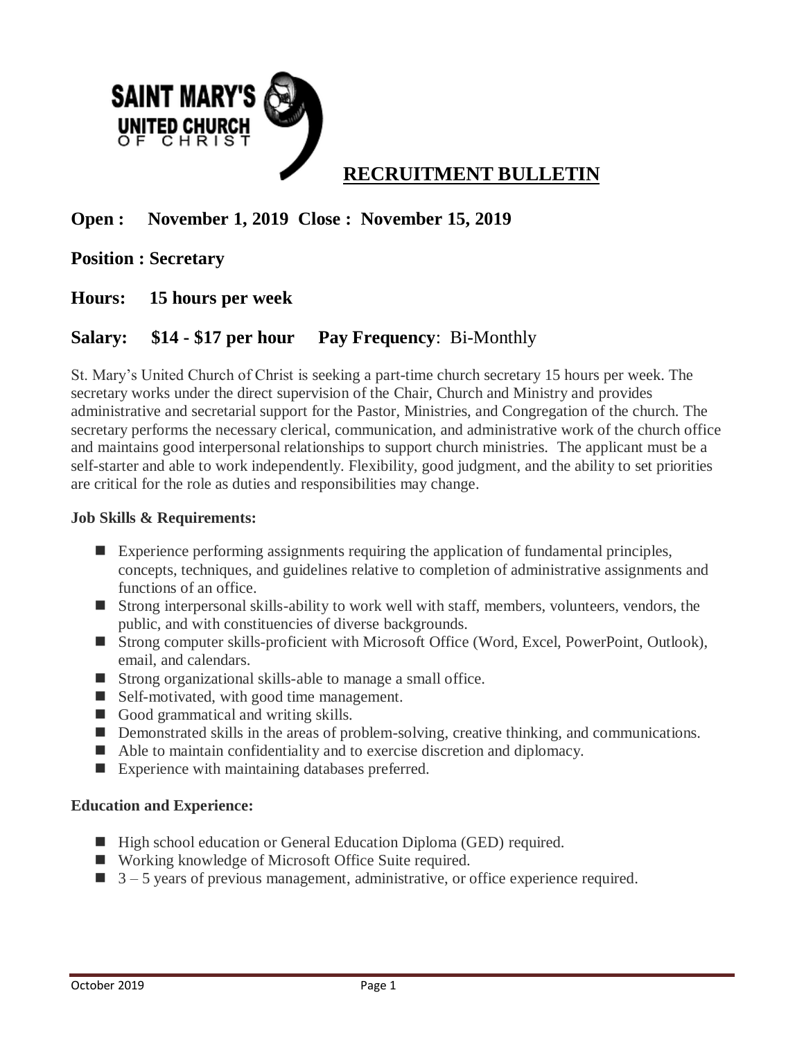SAINT MARY'S
UNITED CHURCH
OF CHRIST

# RECRUITMENT BULLETIN

**Open : November 1, 2019 Close : November 15, 2019**

**Position : Secretary**

**Hours: 15 hours per week**

**Salary: $14 - $17 per hour** **Pay Frequency**: Bi-Monthly

St. Mary's United Church of Christ is seeking a part-time church secretary 15 hours per week. The secretary works under the direct supervision of the Chair, Church and Ministry and provides administrative and secretarial support for the Pastor, Ministries, and Congregation of the church. The secretary performs the necessary clerical, communication, and administrative work of the church office and maintains good interpersonal relationships to support church ministries. The applicant must be a self-starter and able to work independently. Flexibility, good judgment, and the ability to set priorities are critical for the role as duties and responsibilities may change.

**Job Skills & Requirements:**

- Experience performing assignments requiring the application of fundamental principles, concepts, techniques, and guidelines relative to completion of administrative assignments and functions of an office.
- Strong interpersonal skills-ability to work well with staff, members, volunteers, vendors, the public, and with constituencies of diverse backgrounds.
- Strong computer skills-proficient with Microsoft Office (Word, Excel, PowerPoint, Outlook), email, and calendars.
- Strong organizational skills-able to manage a small office.
- Self-motivated, with good time management.
- Good grammatical and writing skills.
- Demonstrated skills in the areas of problem-solving, creative thinking, and communications.
- Able to maintain confidentiality and to exercise discretion and diplomacy.
- Experience with maintaining databases preferred.

**Education and Experience:**

- High school education or General Education Diploma (GED) required.
- Working knowledge of Microsoft Office Suite required.
- 3 – 5 years of previous management, administrative, or office experience required.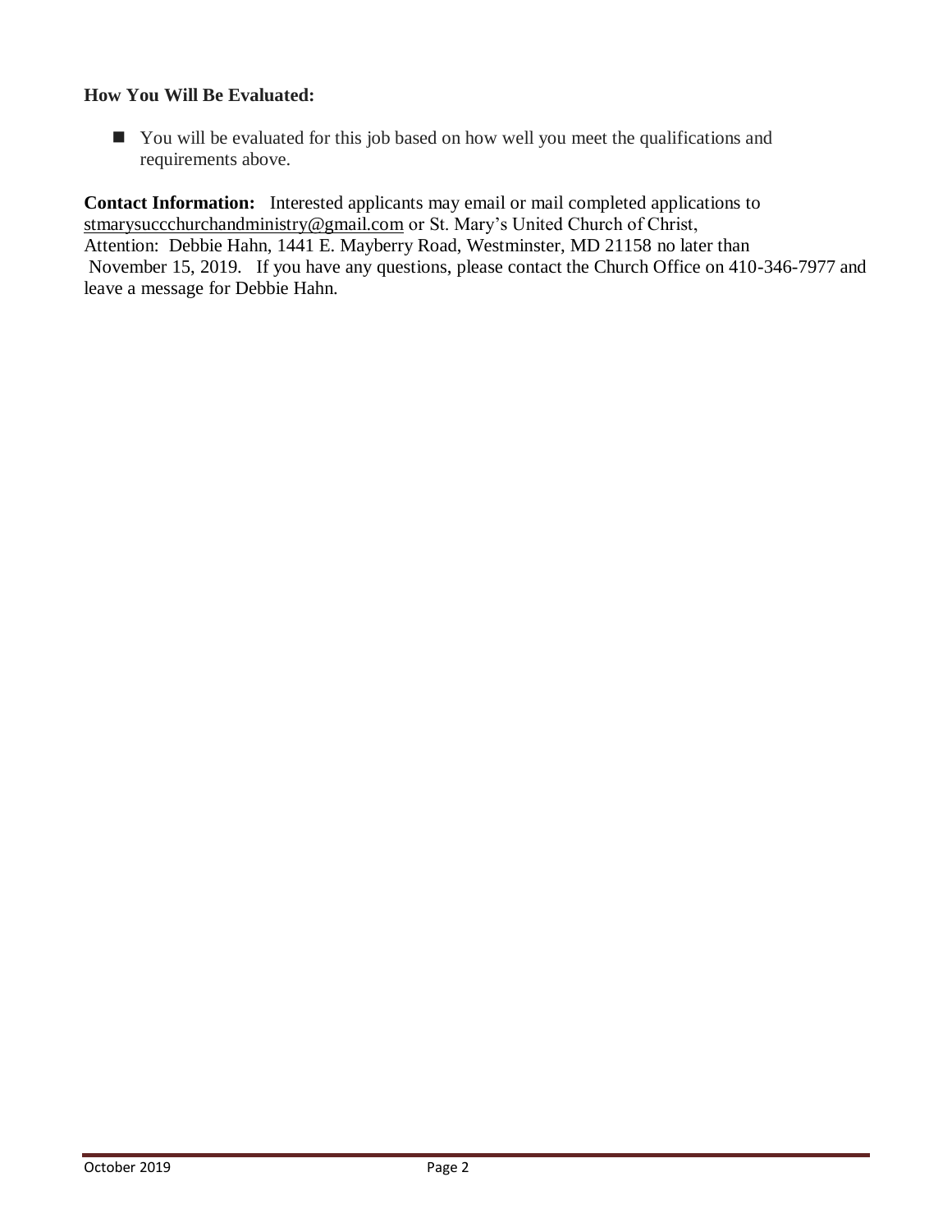**How You Will Be Evaluated:**

- You will be evaluated for this job based on how well you meet the qualifications and requirements above.

**Contact Information:** Interested applicants may email or mail completed applications to stmarysuccchurchandministry@gmail.com or St. Mary's United Church of Christ, Attention: Debbie Hahn, 1441 E. Mayberry Road, Westminster, MD 21158 no later than November 15, 2019. If you have any questions, please contact the Church Office on 410-346-7977 and leave a message for Debbie Hahn.